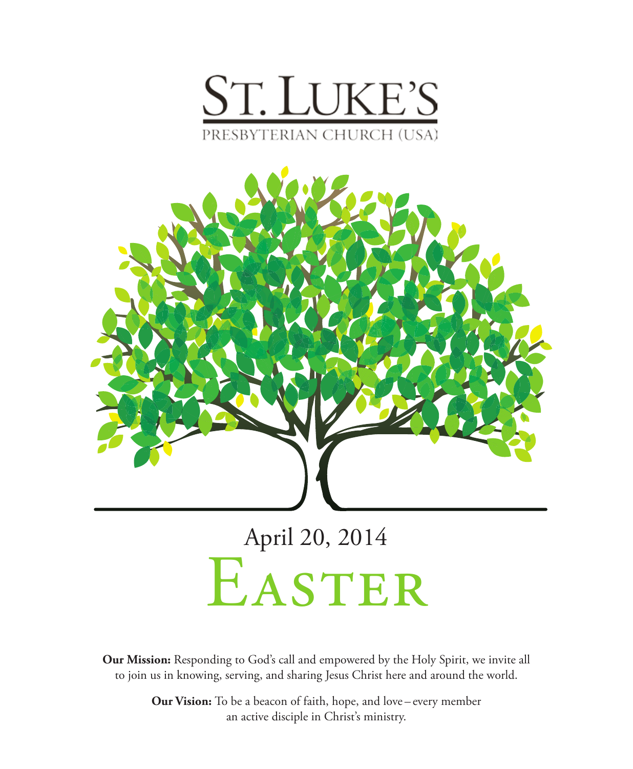# ST. LUKE'S

PRESBYTERIAN CHURCH (USA)

April 20, 2014

# EASTER

**Our Mission:** Responding to God's call and empowered by the Holy Spirit, we invite all to join us in knowing, serving, and sharing Jesus Christ here and around the world.

**Our Vision:** To be a beacon of faith, hope, and love – every member an active disciple in Christ's ministry.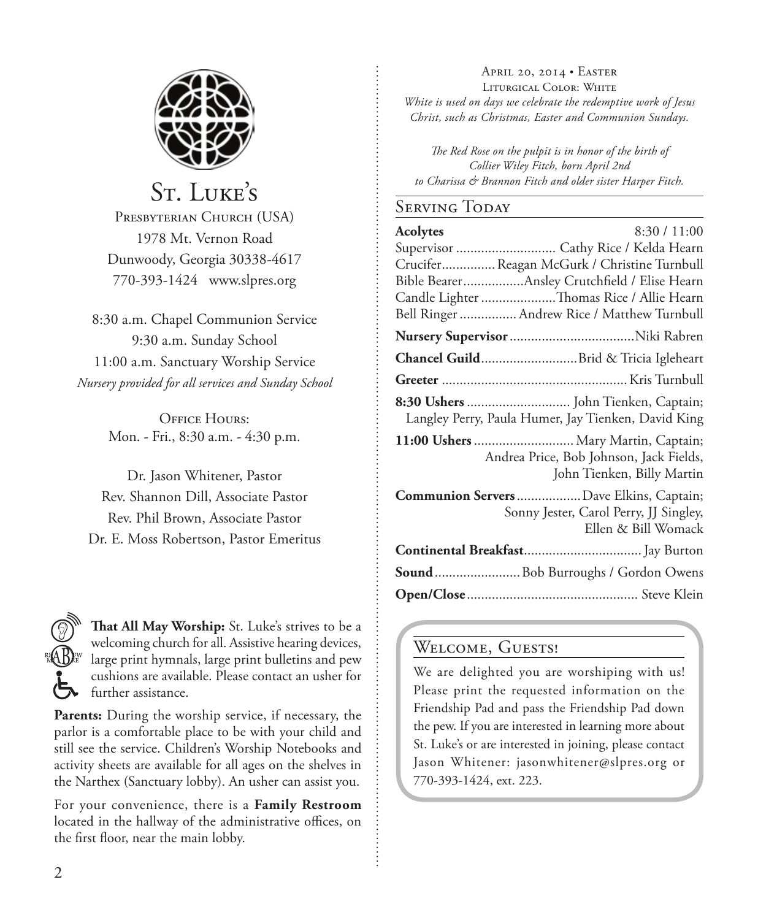# St. Luke's

Presbyterian Church (USA)
1978 Mt. Vernon Road
Dunwoody, Georgia 30338-4617
770-393-1424 www.slpres.org

8:30 a.m. Chapel Communion Service
9:30 a.m. Sunday School
11:00 a.m. Sanctuary Worship Service
*Nursery provided for all services and Sunday School*

Office Hours:
Mon. - Fri., 8:30 a.m. - 4:30 p.m.

Dr. Jason Whitener, Pastor
Rev. Shannon Dill, Associate Pastor
Rev. Phil Brown, Associate Pastor
Dr. E. Moss Robertson, Pastor Emeritus

**That All May Worship:** St. Luke's strives to be a welcoming church for all. Assistive hearing devices, large print hymnals, large print bulletins and pew cushions are available. Please contact an usher for further assistance.

**Parents:** During the worship service, if necessary, the parlor is a comfortable place to be with your child and still see the service. Children's Worship Notebooks and activity sheets are available for all ages on the shelves in the Narthex (Sanctuary lobby). An usher can assist you.

For your convenience, there is a **Family Restroom** located in the hallway of the administrative offices, on the first floor, near the main lobby.

April 20, 2014 • Easter
Liturgical Color: White
*White is used on days we celebrate the redemptive work of Jesus Christ, such as Christmas, Easter and Communion Sundays.*

*The Red Rose on the pulpit is in honor of the birth of Collier Wiley Fitch, born April 2nd to Charissa & Brannon Fitch and older sister Harper Fitch.*

## Serving Today

**Acolytes** 8:30 / 11:00
Supervisor ............................ Cathy Rice / Kelda Hearn
Crucifer............... Reagan McGurk / Christine Turnbull
Bible Bearer.................Ansley Crutchfield / Elise Hearn
Candle Lighter .....................Thomas Rice / Allie Hearn
Bell Ringer ................ Andrew Rice / Matthew Turnbull

**Nursery Supervisor**...................................Niki Rabren

**Chancel Guild**...........................Brid & Tricia Igleheart

**Greeter** .................................................... Kris Turnbull

**8:30 Ushers** ............................ John Tienken, Captain; Langley Perry, Paula Humer, Jay Tienken, David King

**11:00 Ushers** ........................... Mary Martin, Captain; Andrea Price, Bob Johnson, Jack Fields, John Tienken, Billy Martin

**Communion Servers** ..................Dave Elkins, Captain; Sonny Jester, Carol Perry, JJ Singley, Ellen & Bill Womack

**Continental Breakfast**................................. Jay Burton

**Sound**........................Bob Burroughs / Gordon Owens

**Open/Close**................................................ Steve Klein

## Welcome, Guests!

We are delighted you are worshiping with us! Please print the requested information on the Friendship Pad and pass the Friendship Pad down the pew. If you are interested in learning more about St. Luke's or are interested in joining, please contact Jason Whitener: jasonwhitener@slpres.org or 770-393-1424, ext. 223.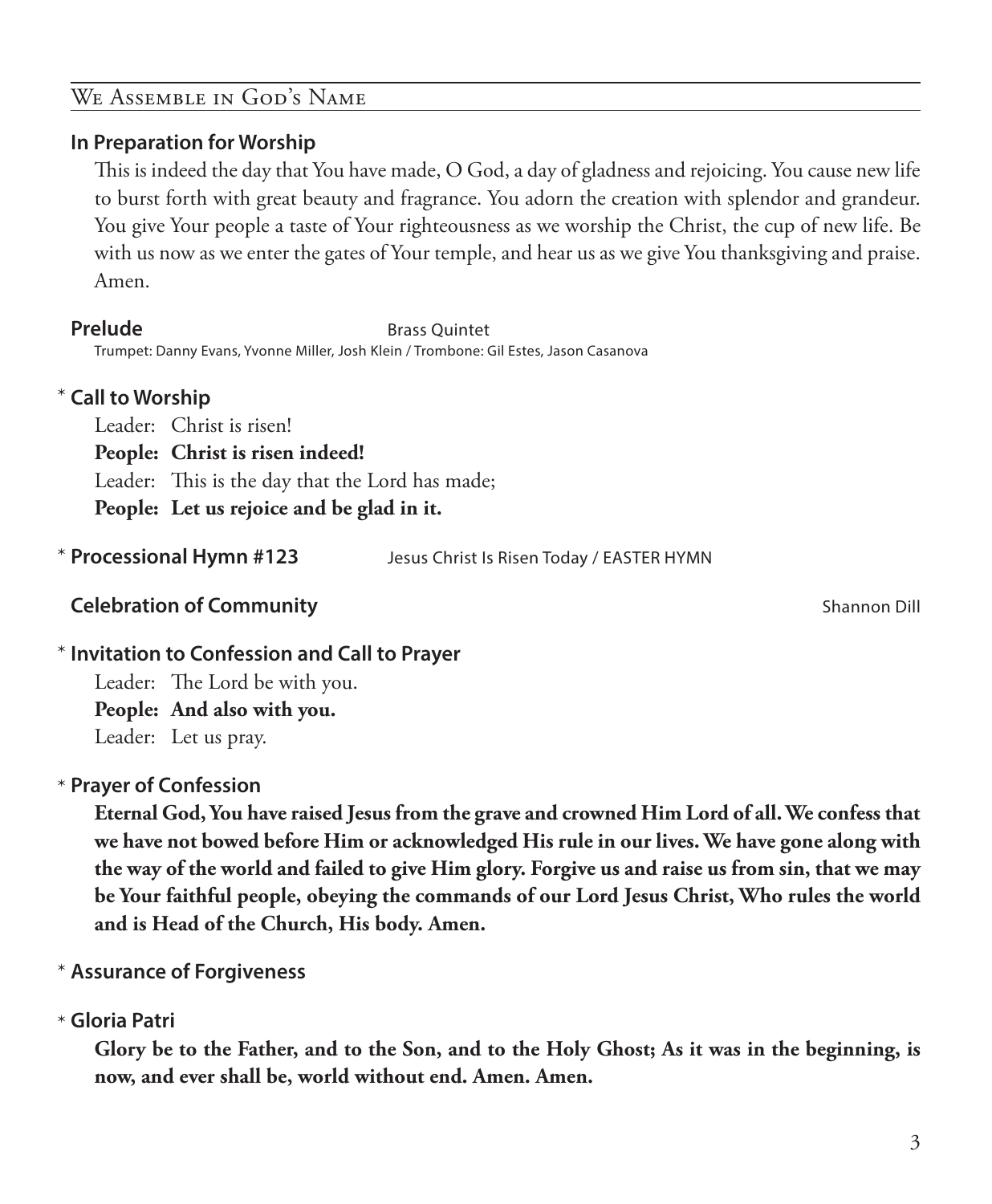## We Assemble in God's Name

**In Preparation for Worship**

This is indeed the day that You have made, O God, a day of gladness and rejoicing. You cause new life to burst forth with great beauty and fragrance. You adorn the creation with splendor and grandeur. You give Your people a taste of Your righteousness as we worship the Christ, the cup of new life. Be with us now as we enter the gates of Your temple, and hear us as we give You thanksgiving and praise. Amen.

**Prelude** Brass Quintet

Trumpet: Danny Evans, Yvonne Miller, Josh Klein / Trombone: Gil Estes, Jason Casanova

* **Call to Worship**

Leader: Christ is risen!
**People: Christ is risen indeed!**
Leader: This is the day that the Lord has made;
**People: Let us rejoice and be glad in it.**

* **Processional Hymn #123** Jesus Christ Is Risen Today / EASTER HYMN

**Celebration of Community** Shannon Dill

* **Invitation to Confession and Call to Prayer**

Leader: The Lord be with you.
**People: And also with you.**
Leader: Let us pray.

* **Prayer of Confession**

**Eternal God, You have raised Jesus from the grave and crowned Him Lord of all. We confess that we have not bowed before Him or acknowledged His rule in our lives. We have gone along with the way of the world and failed to give Him glory. Forgive us and raise us from sin, that we may be Your faithful people, obeying the commands of our Lord Jesus Christ, Who rules the world and is Head of the Church, His body. Amen.**

* **Assurance of Forgiveness**

* **Gloria Patri**

**Glory be to the Father, and to the Son, and to the Holy Ghost; As it was in the beginning, is now, and ever shall be, world without end. Amen. Amen.**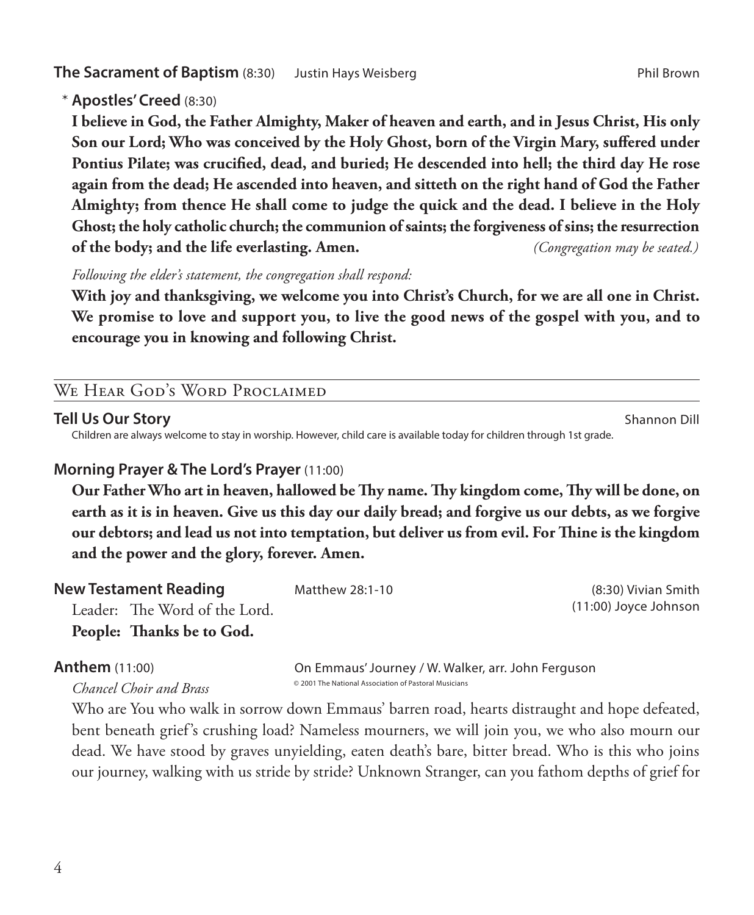**The Sacrament of Baptism** (8:30) Justin Hays Weisberg Phil Brown

\* **Apostles' Creed** (8:30)

**I believe in God, the Father Almighty, Maker of heaven and earth, and in Jesus Christ, His only Son our Lord; Who was conceived by the Holy Ghost, born of the Virgin Mary, suffered under Pontius Pilate; was crucified, dead, and buried; He descended into hell; the third day He rose again from the dead; He ascended into heaven, and sitteth on the right hand of God the Father Almighty; from thence He shall come to judge the quick and the dead. I believe in the Holy Ghost; the holy catholic church; the communion of saints; the forgiveness of sins; the resurrection of the body; and the life everlasting. Amen.** *(Congregation may be seated.)*

*Following the elder's statement, the congregation shall respond:*

**With joy and thanksgiving, we welcome you into Christ's Church, for we are all one in Christ. We promise to love and support you, to live the good news of the gospel with you, and to encourage you in knowing and following Christ.**

## We Hear God's Word Proclaimed

**Tell Us Our Story** Shannon Dill

Children are always welcome to stay in worship. However, child care is available today for children through 1st grade.

**Morning Prayer & The Lord's Prayer** (11:00)

**Our Father Who art in heaven, hallowed be Thy name. Thy kingdom come, Thy will be done, on earth as it is in heaven. Give us this day our daily bread; and forgive us our debts, as we forgive our debtors; and lead us not into temptation, but deliver us from evil. For Thine is the kingdom and the power and the glory, forever. Amen.**

**New Testament Reading** Matthew 28:1-10 (8:30) Vivian Smith (11:00) Joyce Johnson

Leader: The Word of the Lord.
**People: Thanks be to God.**

**Anthem** (11:00) On Emmaus' Journey / W. Walker, arr. John Ferguson

*Chancel Choir and Brass* © 2001 The National Association of Pastoral Musicians

Who are You who walk in sorrow down Emmaus' barren road, hearts distraught and hope defeated, bent beneath grief's crushing load? Nameless mourners, we will join you, we who also mourn our dead. We have stood by graves unyielding, eaten death's bare, bitter bread. Who is this who joins our journey, walking with us stride by stride? Unknown Stranger, can you fathom depths of grief for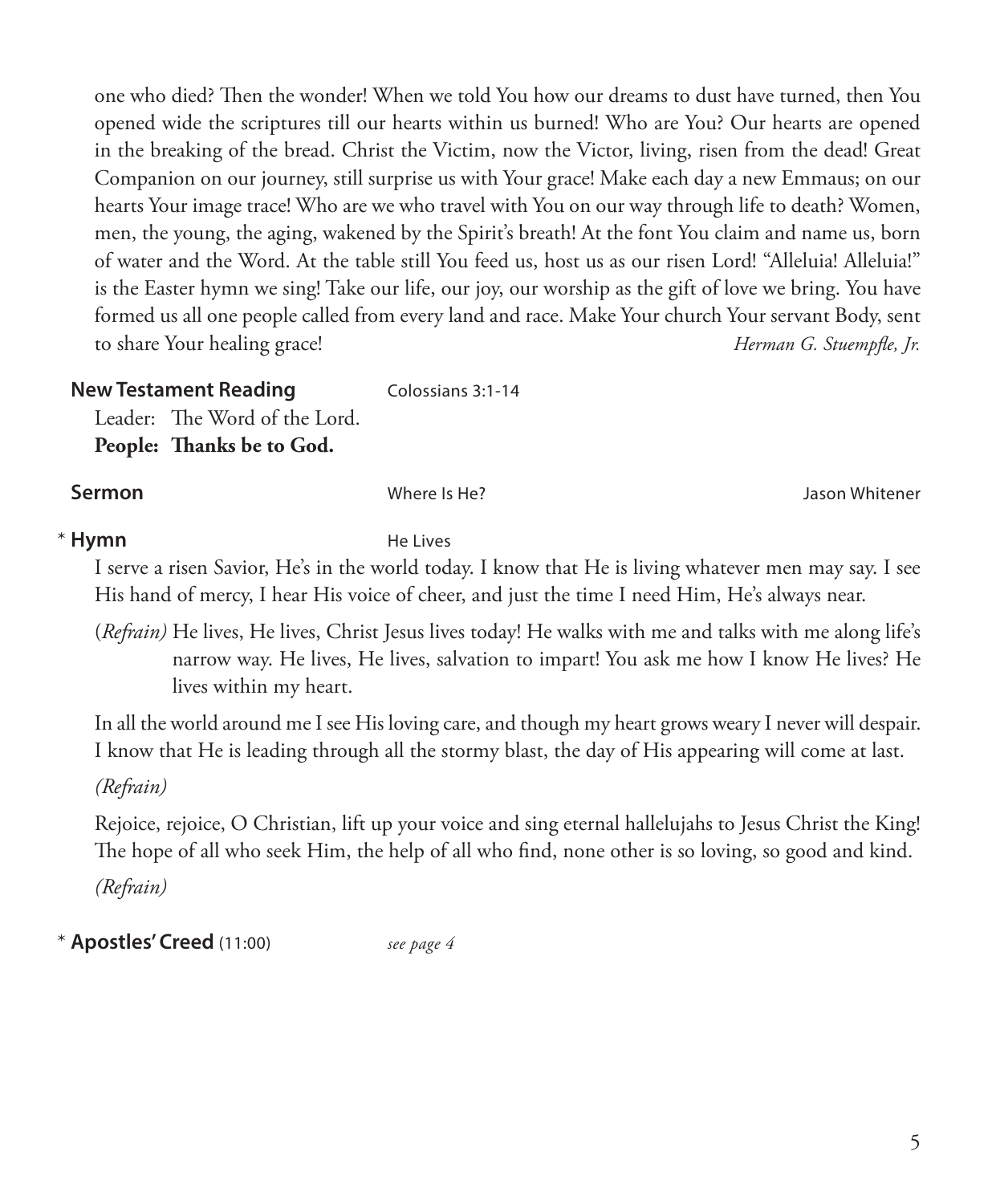one who died? Then the wonder! When we told You how our dreams to dust have turned, then You opened wide the scriptures till our hearts within us burned! Who are You? Our hearts are opened in the breaking of the bread. Christ the Victim, now the Victor, living, risen from the dead! Great Companion on our journey, still surprise us with Your grace! Make each day a new Emmaus; on our hearts Your image trace! Who are we who travel with You on our way through life to death? Women, men, the young, the aging, wakened by the Spirit's breath! At the font You claim and name us, born of water and the Word. At the table still You feed us, host us as our risen Lord! "Alleluia! Alleluia!" is the Easter hymn we sing! Take our life, our joy, our worship as the gift of love we bring. You have formed us all one people called from every land and race. Make Your church Your servant Body, sent to share Your healing grace! *Herman G. Stuempfle, Jr.*

**New Testament Reading** Colossians 3:1-14

Leader: The Word of the Lord.
**People: Thanks be to God.**

**Sermon** Where Is He? Jason Whitener

\* **Hymn** He Lives

I serve a risen Savior, He's in the world today. I know that He is living whatever men may say. I see His hand of mercy, I hear His voice of cheer, and just the time I need Him, He's always near.

(*Refrain*) He lives, He lives, Christ Jesus lives today! He walks with me and talks with me along life's narrow way. He lives, He lives, salvation to impart! You ask me how I know He lives? He lives within my heart.

In all the world around me I see His loving care, and though my heart grows weary I never will despair. I know that He is leading through all the stormy blast, the day of His appearing will come at last.

*(Refrain)*

Rejoice, rejoice, O Christian, lift up your voice and sing eternal hallelujahs to Jesus Christ the King! The hope of all who seek Him, the help of all who find, none other is so loving, so good and kind.

*(Refrain)*

\* **Apostles' Creed** (11:00) *see page 4*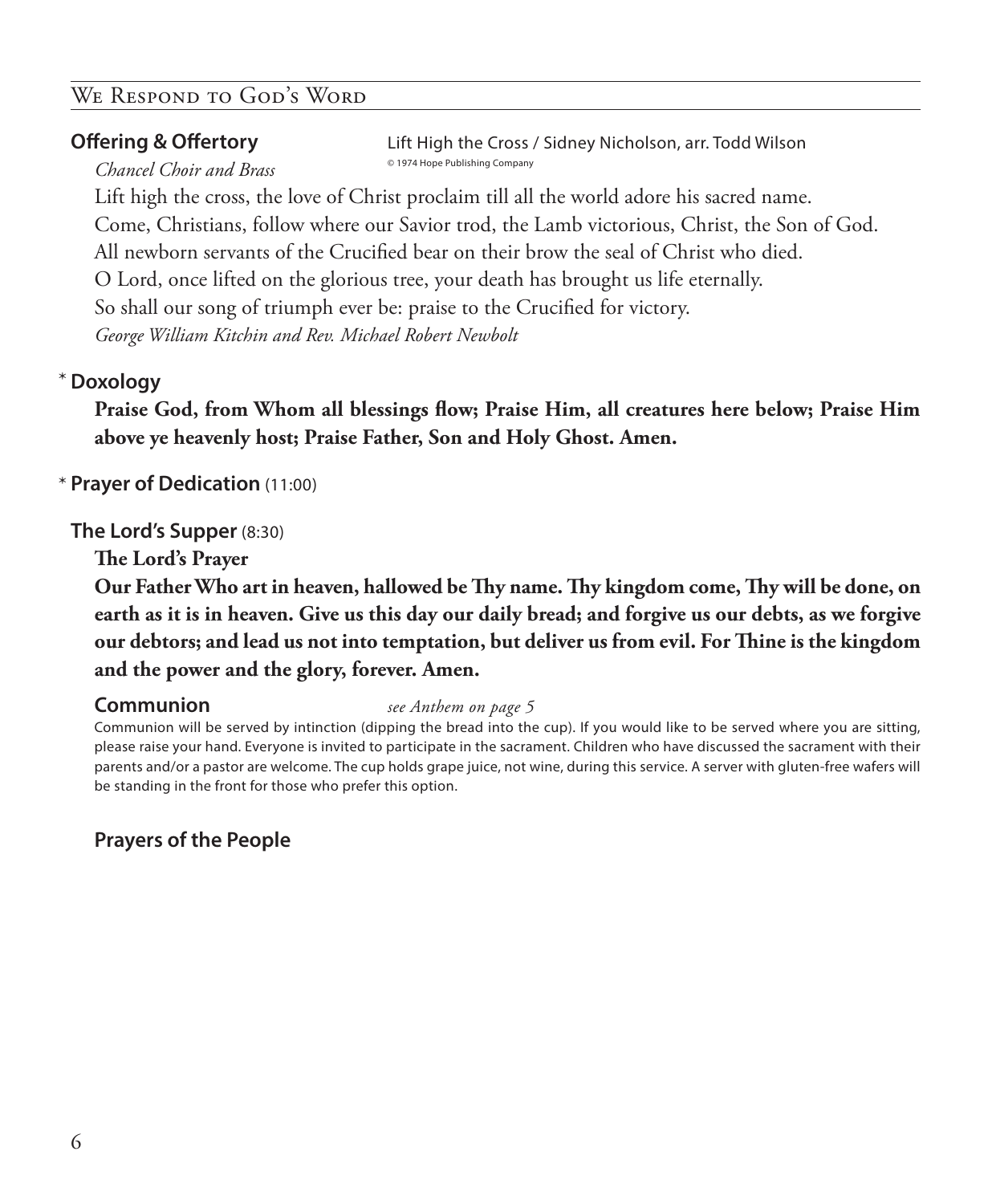## We Respond to God's Word

**Offering & Offertory** Lift High the Cross / Sidney Nicholson, arr. Todd Wilson

*Chancel Choir and Brass* © 1974 Hope Publishing Company

Lift high the cross, the love of Christ proclaim till all the world adore his sacred name.
Come, Christians, follow where our Savior trod, the Lamb victorious, Christ, the Son of God.
All newborn servants of the Crucified bear on their brow the seal of Christ who died.
O Lord, once lifted on the glorious tree, your death has brought us life eternally.
So shall our song of triumph ever be: praise to the Crucified for victory.
*George William Kitchin and Rev. Michael Robert Newbolt*

\* **Doxology**

**Praise God, from Whom all blessings flow; Praise Him, all creatures here below; Praise Him above ye heavenly host; Praise Father, Son and Holy Ghost. Amen.**

\* **Prayer of Dedication** (11:00)

**The Lord's Supper** (8:30)

**The Lord's Prayer**

**Our Father Who art in heaven, hallowed be Thy name. Thy kingdom come, Thy will be done, on earth as it is in heaven. Give us this day our daily bread; and forgive us our debts, as we forgive our debtors; and lead us not into temptation, but deliver us from evil. For Thine is the kingdom and the power and the glory, forever. Amen.**

**Communion** *see Anthem on page 5*

Communion will be served by intinction (dipping the bread into the cup). If you would like to be served where you are sitting, please raise your hand. Everyone is invited to participate in the sacrament. Children who have discussed the sacrament with their parents and/or a pastor are welcome. The cup holds grape juice, not wine, during this service. A server with gluten-free wafers will be standing in the front for those who prefer this option.

**Prayers of the People**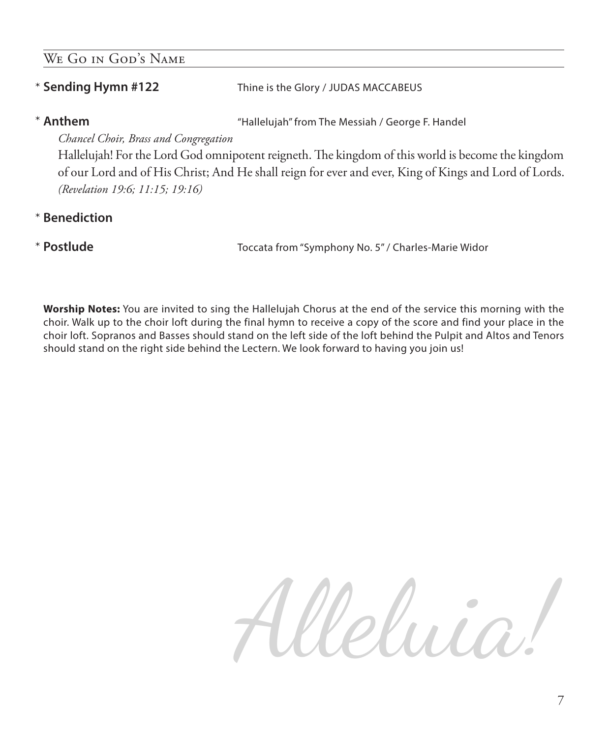## We Go in God's Name

\* **Sending Hymn #122** Thine is the Glory / JUDAS MACCABEUS

\* **Anthem** "Hallelujah" from The Messiah / George F. Handel

*Chancel Choir, Brass and Congregation*

Hallelujah! For the Lord God omnipotent reigneth. The kingdom of this world is become the kingdom of our Lord and of His Christ; And He shall reign for ever and ever, King of Kings and Lord of Lords. *(Revelation 19:6; 11:15; 19:16)*

\* **Benediction**

\* **Postlude** Toccata from "Symphony No. 5" / Charles-Marie Widor

**Worship Notes:** You are invited to sing the Hallelujah Chorus at the end of the service this morning with the choir. Walk up to the choir loft during the final hymn to receive a copy of the score and find your place in the choir loft. Sopranos and Basses should stand on the left side of the loft behind the Pulpit and Altos and Tenors should stand on the right side behind the Lectern. We look forward to having you join us!

*Alleluia!*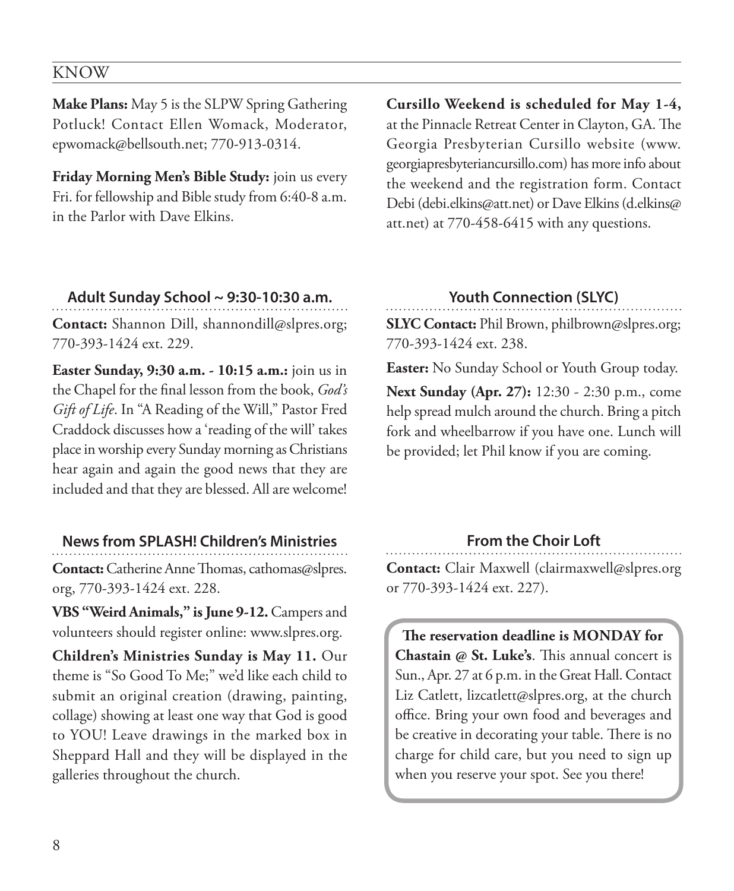## KNOW

**Make Plans:** May 5 is the SLPW Spring Gathering Potluck! Contact Ellen Womack, Moderator, epwomack@bellsouth.net; 770-913-0314.

**Friday Morning Men's Bible Study:** join us every Fri. for fellowship and Bible study from 6:40-8 a.m. in the Parlor with Dave Elkins.

**Cursillo Weekend is scheduled for May 1-4,** at the Pinnacle Retreat Center in Clayton, GA. The Georgia Presbyterian Cursillo website (www.georgiapresbyteriancursillo.com) has more info about the weekend and the registration form. Contact Debi (debi.elkins@att.net) or Dave Elkins (d.elkins@att.net) at 770-458-6415 with any questions.

### Adult Sunday School ~ 9:30-10:30 a.m.

**Contact:** Shannon Dill, shannondill@slpres.org; 770-393-1424 ext. 229.

**Easter Sunday, 9:30 a.m. - 10:15 a.m.:** join us in the Chapel for the final lesson from the book, *God's Gift of Life*. In "A Reading of the Will," Pastor Fred Craddock discusses how a 'reading of the will' takes place in worship every Sunday morning as Christians hear again and again the good news that they are included and that they are blessed. All are welcome!

### Youth Connection (SLYC)

**SLYC Contact:** Phil Brown, philbrown@slpres.org; 770-393-1424 ext. 238.

**Easter:** No Sunday School or Youth Group today.

**Next Sunday (Apr. 27):** 12:30 - 2:30 p.m., come help spread mulch around the church. Bring a pitch fork and wheelbarrow if you have one. Lunch will be provided; let Phil know if you are coming.

### News from SPLASH! Children's Ministries

**Contact:** Catherine Anne Thomas, cathomas@slpres.org, 770-393-1424 ext. 228.

**VBS "Weird Animals," is June 9-12.** Campers and volunteers should register online: www.slpres.org.

**Children's Ministries Sunday is May 11.** Our theme is "So Good To Me;" we'd like each child to submit an original creation (drawing, painting, collage) showing at least one way that God is good to YOU! Leave drawings in the marked box in Sheppard Hall and they will be displayed in the galleries throughout the church.

### From the Choir Loft

**Contact:** Clair Maxwell (clairmaxwell@slpres.org or 770-393-1424 ext. 227).

**The reservation deadline is MONDAY for Chastain @ St. Luke's**. This annual concert is Sun., Apr. 27 at 6 p.m. in the Great Hall. Contact Liz Catlett, lizcatlett@slpres.org, at the church office. Bring your own food and beverages and be creative in decorating your table. There is no charge for child care, but you need to sign up when you reserve your spot. See you there!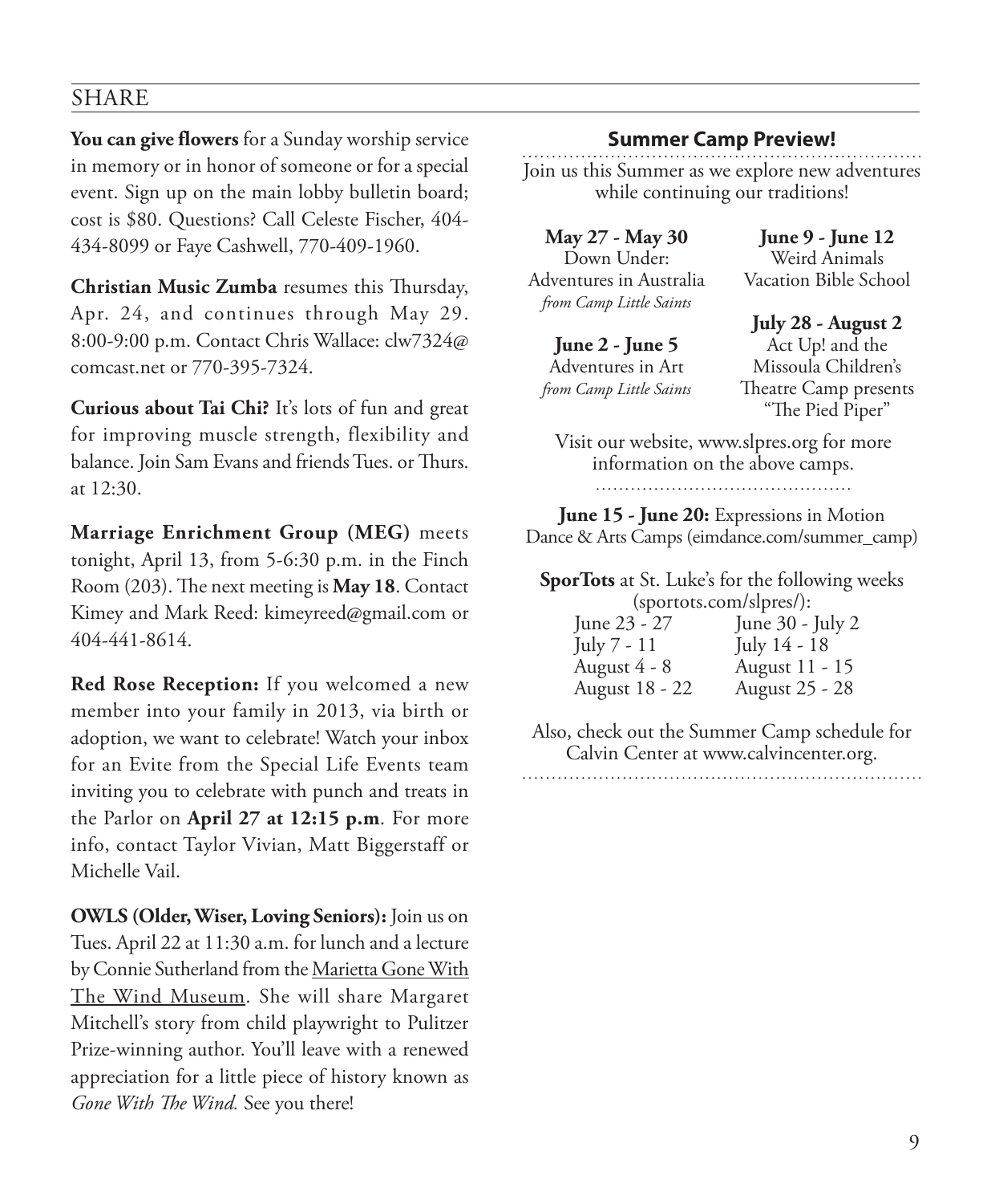## SHARE

**You can give flowers** for a Sunday worship service in memory or in honor of someone or for a special event. Sign up on the main lobby bulletin board; cost is $80. Questions? Call Celeste Fischer, 404-434-8099 or Faye Cashwell, 770-409-1960.

**Christian Music Zumba** resumes this Thursday, Apr. 24, and continues through May 29. 8:00-9:00 p.m. Contact Chris Wallace: clw7324@comcast.net or 770-395-7324.

**Curious about Tai Chi?** It's lots of fun and great for improving muscle strength, flexibility and balance. Join Sam Evans and friends Tues. or Thurs. at 12:30.

**Marriage Enrichment Group (MEG)** meets tonight, April 13, from 5-6:30 p.m. in the Finch Room (203). The next meeting is **May 18**. Contact Kimey and Mark Reed: kimeyreed@gmail.com or 404-441-8614.

**Red Rose Reception:** If you welcomed a new member into your family in 2013, via birth or adoption, we want to celebrate! Watch your inbox for an Evite from the Special Life Events team inviting you to celebrate with punch and treats in the Parlor on **April 27 at 12:15 p.m**. For more info, contact Taylor Vivian, Matt Biggerstaff or Michelle Vail.

**OWLS (Older, Wiser, Loving Seniors):** Join us on Tues. April 22 at 11:30 a.m. for lunch and a lecture by Connie Sutherland from the Marietta Gone With The Wind Museum. She will share Margaret Mitchell's story from child playwright to Pulitzer Prize-winning author. You'll leave with a renewed appreciation for a little piece of history known as *Gone With The Wind.* See you there!

### Summer Camp Preview!

Join us this Summer as we explore new adventures while continuing our traditions!

**May 27 - May 30**
Down Under:
Adventures in Australia
*from Camp Little Saints*

**June 2 - June 5**
Adventures in Art
*from Camp Little Saints*

**June 9 - June 12**
Weird Animals
Vacation Bible School

**July 28 - August 2**
Act Up! and the
Missoula Children's
Theatre Camp presents
"The Pied Piper"

Visit our website, www.slpres.org for more information on the above camps.

**June 15 - June 20:** Expressions in Motion Dance & Arts Camps (eimdance.com/summer_camp)

**SporTots** at St. Luke's for the following weeks (sportots.com/slpres/):

| | |
|---|---|
| June 23 - 27 | June 30 - July 2 |
| July 7 - 11 | July 14 - 18 |
| August 4 - 8 | August 11 - 15 |
| August 18 - 22 | August 25 - 28 |

Also, check out the Summer Camp schedule for Calvin Center at www.calvincenter.org.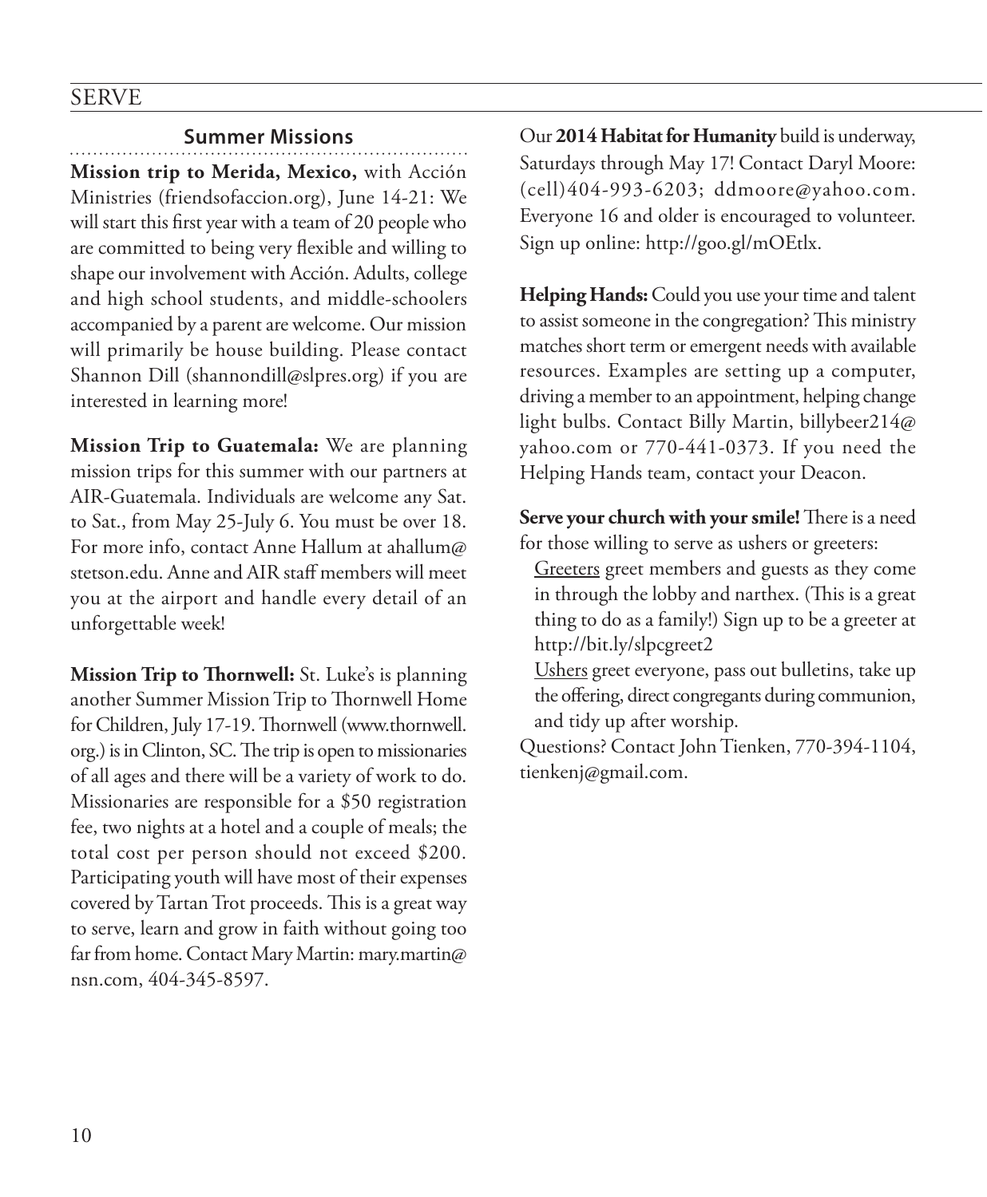# SERVE

## Summer Missions

**Mission trip to Merida, Mexico,** with Acción Ministries (friendsofaccion.org), June 14-21: We will start this first year with a team of 20 people who are committed to being very flexible and willing to shape our involvement with Acción. Adults, college and high school students, and middle-schoolers accompanied by a parent are welcome. Our mission will primarily be house building. Please contact Shannon Dill (shannondill@slpres.org) if you are interested in learning more!

**Mission Trip to Guatemala:** We are planning mission trips for this summer with our partners at AIR-Guatemala. Individuals are welcome any Sat. to Sat., from May 25-July 6. You must be over 18. For more info, contact Anne Hallum at ahallum@stetson.edu. Anne and AIR staff members will meet you at the airport and handle every detail of an unforgettable week!

**Mission Trip to Thornwell:** St. Luke's is planning another Summer Mission Trip to Thornwell Home for Children, July 17-19. Thornwell (www.thornwell.org.) is in Clinton, SC. The trip is open to missionaries of all ages and there will be a variety of work to do. Missionaries are responsible for a $50 registration fee, two nights at a hotel and a couple of meals; the total cost per person should not exceed $200. Participating youth will have most of their expenses covered by Tartan Trot proceeds. This is a great way to serve, learn and grow in faith without going too far from home. Contact Mary Martin: mary.martin@nsn.com, 404-345-8597.

Our **2014 Habitat for Humanity** build is underway, Saturdays through May 17! Contact Daryl Moore: (cell)404-993-6203; ddmoore@yahoo.com. Everyone 16 and older is encouraged to volunteer. Sign up online: http://goo.gl/mOEtlx.

**Helping Hands:** Could you use your time and talent to assist someone in the congregation? This ministry matches short term or emergent needs with available resources. Examples are setting up a computer, driving a member to an appointment, helping change light bulbs. Contact Billy Martin, billybeer214@yahoo.com or 770-441-0373. If you need the Helping Hands team, contact your Deacon.

**Serve your church with your smile!** There is a need for those willing to serve as ushers or greeters:

<u>Greeters</u> greet members and guests as they come in through the lobby and narthex. (This is a great thing to do as a family!) Sign up to be a greeter at http://bit.ly/slpcgreet2

<u>Ushers</u> greet everyone, pass out bulletins, take up the offering, direct congregants during communion, and tidy up after worship.

Questions? Contact John Tienken, 770-394-1104, tienkenj@gmail.com.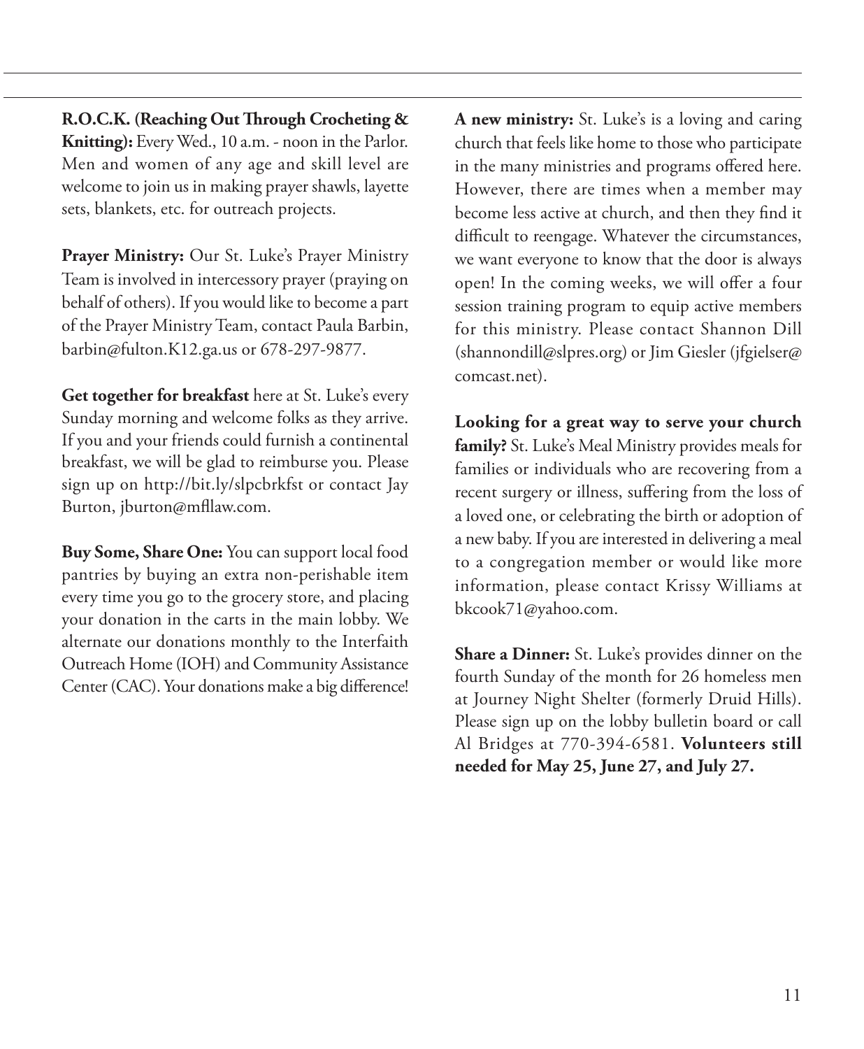**R.O.C.K. (Reaching Out Through Crocheting & Knitting):** Every Wed., 10 a.m. - noon in the Parlor. Men and women of any age and skill level are welcome to join us in making prayer shawls, layette sets, blankets, etc. for outreach projects.

**Prayer Ministry:** Our St. Luke's Prayer Ministry Team is involved in intercessory prayer (praying on behalf of others). If you would like to become a part of the Prayer Ministry Team, contact Paula Barbin, barbin@fulton.K12.ga.us or 678-297-9877.

**Get together for breakfast** here at St. Luke's every Sunday morning and welcome folks as they arrive. If you and your friends could furnish a continental breakfast, we will be glad to reimburse you. Please sign up on http://bit.ly/slpcbrkfst or contact Jay Burton, jburton@mfllaw.com.

**Buy Some, Share One:** You can support local food pantries by buying an extra non-perishable item every time you go to the grocery store, and placing your donation in the carts in the main lobby. We alternate our donations monthly to the Interfaith Outreach Home (IOH) and Community Assistance Center (CAC). Your donations make a big difference!

**A new ministry:** St. Luke's is a loving and caring church that feels like home to those who participate in the many ministries and programs offered here. However, there are times when a member may become less active at church, and then they find it difficult to reengage. Whatever the circumstances, we want everyone to know that the door is always open! In the coming weeks, we will offer a four session training program to equip active members for this ministry. Please contact Shannon Dill (shannondill@slpres.org) or Jim Giesler (jfgielser@comcast.net).

**Looking for a great way to serve your church family?** St. Luke's Meal Ministry provides meals for families or individuals who are recovering from a recent surgery or illness, suffering from the loss of a loved one, or celebrating the birth or adoption of a new baby. If you are interested in delivering a meal to a congregation member or would like more information, please contact Krissy Williams at bkcook71@yahoo.com.

**Share a Dinner:** St. Luke's provides dinner on the fourth Sunday of the month for 26 homeless men at Journey Night Shelter (formerly Druid Hills). Please sign up on the lobby bulletin board or call Al Bridges at 770-394-6581. **Volunteers still needed for May 25, June 27, and July 27.**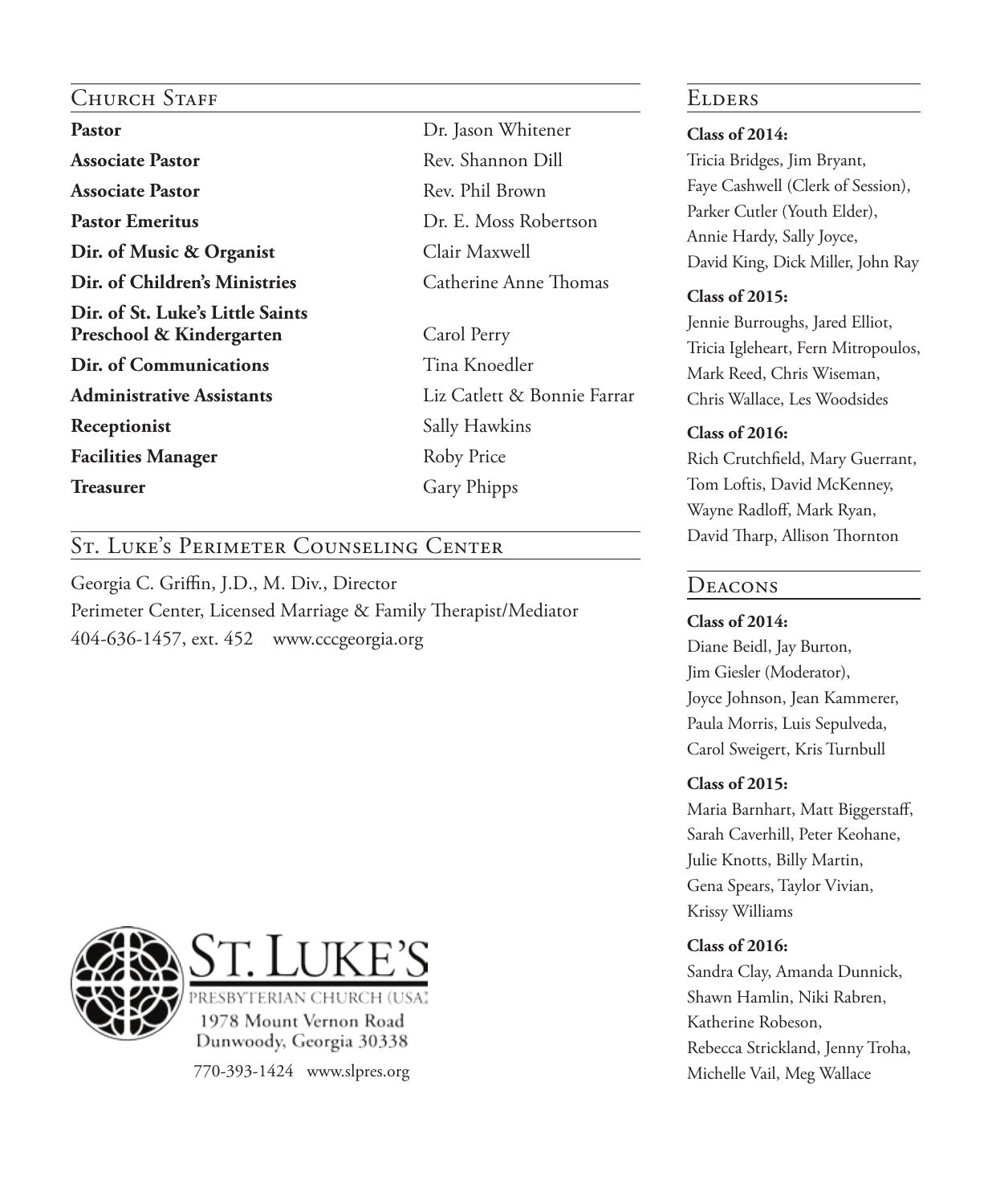## Church Staff

| | |
|---|---|
| **Pastor** | Dr. Jason Whitener |
| **Associate Pastor** | Rev. Shannon Dill |
| **Associate Pastor** | Rev. Phil Brown |
| **Pastor Emeritus** | Dr. E. Moss Robertson |
| **Dir. of Music & Organist** | Clair Maxwell |
| **Dir. of Children's Ministries** | Catherine Anne Thomas |
| **Dir. of St. Luke's Little Saints Preschool & Kindergarten** | Carol Perry |
| **Dir. of Communications** | Tina Knoedler |
| **Administrative Assistants** | Liz Catlett & Bonnie Farrar |
| **Receptionist** | Sally Hawkins |
| **Facilities Manager** | Roby Price |
| **Treasurer** | Gary Phipps |

## St. Luke's Perimeter Counseling Center

Georgia C. Griffin, J.D., M. Div., Director
Perimeter Center, Licensed Marriage & Family Therapist/Mediator
404-636-1457, ext. 452 www.cccgeorgia.org

St. Luke's
Presbyterian Church (USA)
1978 Mount Vernon Road
Dunwoody, Georgia 30338
770-393-1424 www.slpres.org

## Elders

**Class of 2014:**
Tricia Bridges, Jim Bryant, Faye Cashwell (Clerk of Session), Parker Cutler (Youth Elder), Annie Hardy, Sally Joyce, David King, Dick Miller, John Ray

**Class of 2015:**
Jennie Burroughs, Jared Elliot, Tricia Igleheart, Fern Mitropoulos, Mark Reed, Chris Wiseman, Chris Wallace, Les Woodsides

**Class of 2016:**
Rich Crutchfield, Mary Guerrant, Tom Loftis, David McKenney, Wayne Radloff, Mark Ryan, David Tharp, Allison Thornton

## Deacons

**Class of 2014:**
Diane Beidl, Jay Burton, Jim Giesler (Moderator), Joyce Johnson, Jean Kammerer, Paula Morris, Luis Sepulveda, Carol Sweigert, Kris Turnbull

**Class of 2015:**
Maria Barnhart, Matt Biggerstaff, Sarah Caverhill, Peter Keohane, Julie Knotts, Billy Martin, Gena Spears, Taylor Vivian, Krissy Williams

**Class of 2016:**
Sandra Clay, Amanda Dunnick, Shawn Hamlin, Niki Rabren, Katherine Robeson, Rebecca Strickland, Jenny Troha, Michelle Vail, Meg Wallace